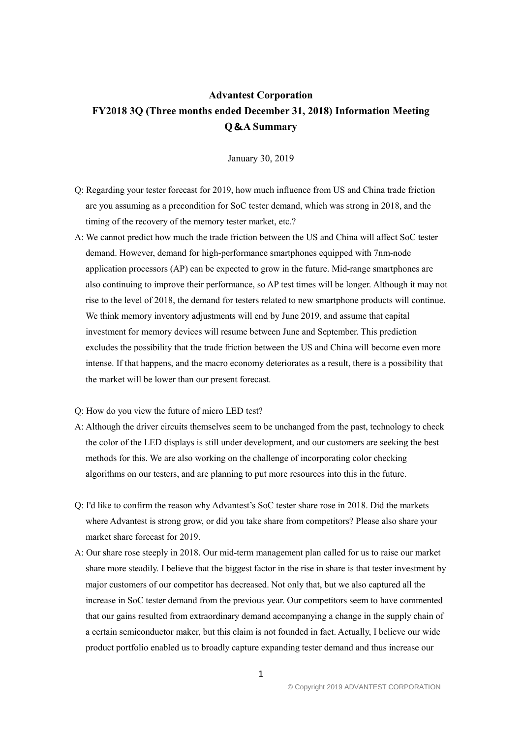# Advantest Corporation
## FY2018 3Q (Three months ended December 31, 2018) Information Meeting
## Q＆A Summary

January 30, 2019

Q: Regarding your tester forecast for 2019, how much influence from US and China trade friction are you assuming as a precondition for SoC tester demand, which was strong in 2018, and the timing of the recovery of the memory tester market, etc.?

A: We cannot predict how much the trade friction between the US and China will affect SoC tester demand. However, demand for high-performance smartphones equipped with 7nm-node application processors (AP) can be expected to grow in the future. Mid-range smartphones are also continuing to improve their performance, so AP test times will be longer. Although it may not rise to the level of 2018, the demand for testers related to new smartphone products will continue. We think memory inventory adjustments will end by June 2019, and assume that capital investment for memory devices will resume between June and September. This prediction excludes the possibility that the trade friction between the US and China will become even more intense. If that happens, and the macro economy deteriorates as a result, there is a possibility that the market will be lower than our present forecast.

Q: How do you view the future of micro LED test?

A: Although the driver circuits themselves seem to be unchanged from the past, technology to check the color of the LED displays is still under development, and our customers are seeking the best methods for this. We are also working on the challenge of incorporating color checking algorithms on our testers, and are planning to put more resources into this in the future.

Q: I'd like to confirm the reason why Advantest's SoC tester share rose in 2018. Did the markets where Advantest is strong grow, or did you take share from competitors? Please also share your market share forecast for 2019.

A: Our share rose steeply in 2018. Our mid-term management plan called for us to raise our market share more steadily. I believe that the biggest factor in the rise in share is that tester investment by major customers of our competitor has decreased. Not only that, but we also captured all the increase in SoC tester demand from the previous year. Our competitors seem to have commented that our gains resulted from extraordinary demand accompanying a change in the supply chain of a certain semiconductor maker, but this claim is not founded in fact. Actually, I believe our wide product portfolio enabled us to broadly capture expanding tester demand and thus increase our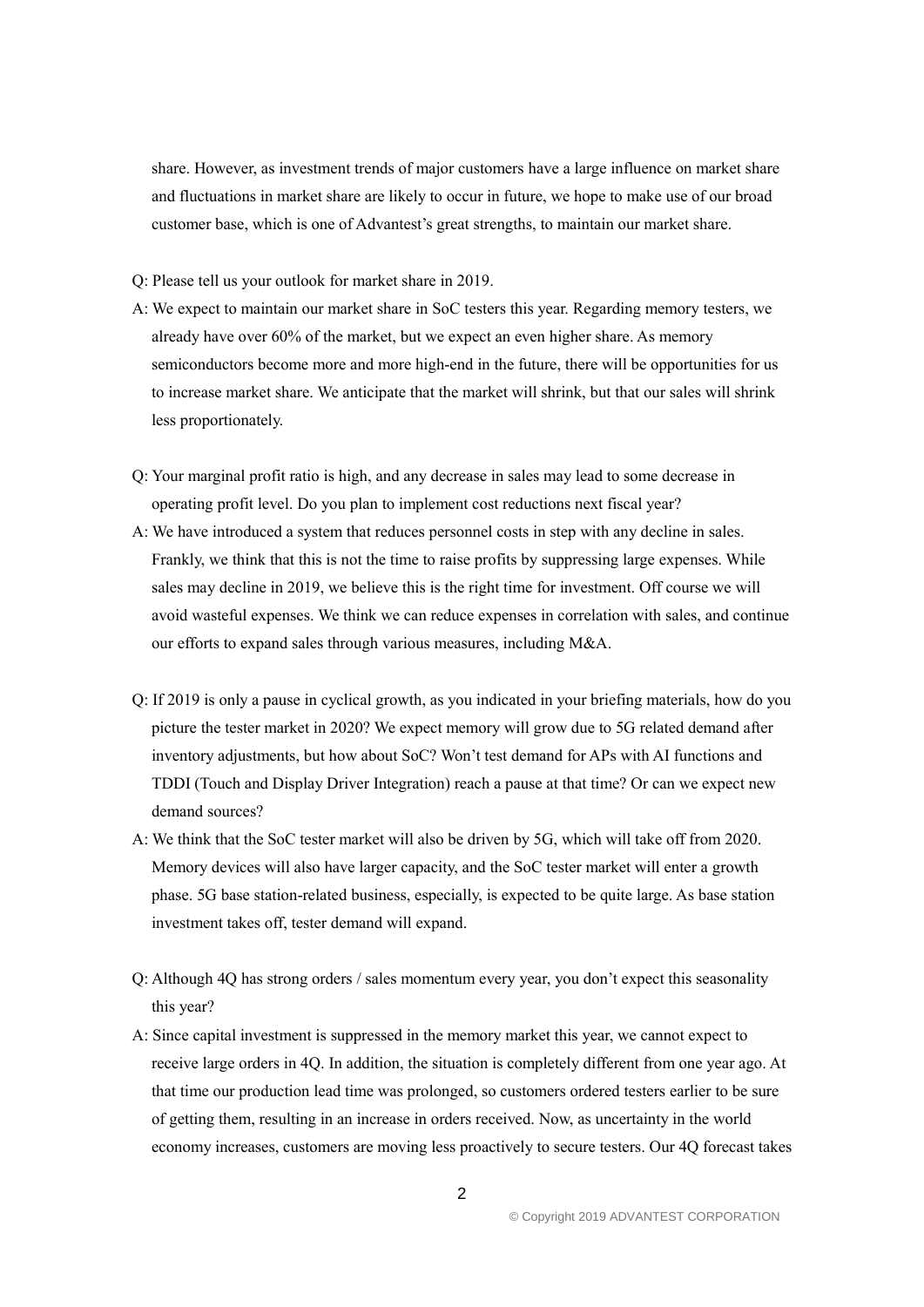share. However, as investment trends of major customers have a large influence on market share and fluctuations in market share are likely to occur in future, we hope to make use of our broad customer base, which is one of Advantest's great strengths, to maintain our market share.

Q: Please tell us your outlook for market share in 2019.

A: We expect to maintain our market share in SoC testers this year. Regarding memory testers, we already have over 60% of the market, but we expect an even higher share. As memory semiconductors become more and more high-end in the future, there will be opportunities for us to increase market share. We anticipate that the market will shrink, but that our sales will shrink less proportionately.

Q: Your marginal profit ratio is high, and any decrease in sales may lead to some decrease in operating profit level. Do you plan to implement cost reductions next fiscal year?

A: We have introduced a system that reduces personnel costs in step with any decline in sales. Frankly, we think that this is not the time to raise profits by suppressing large expenses. While sales may decline in 2019, we believe this is the right time for investment. Off course we will avoid wasteful expenses. We think we can reduce expenses in correlation with sales, and continue our efforts to expand sales through various measures, including M&A.

Q: If 2019 is only a pause in cyclical growth, as you indicated in your briefing materials, how do you picture the tester market in 2020? We expect memory will grow due to 5G related demand after inventory adjustments, but how about SoC? Won't test demand for APs with AI functions and TDDI (Touch and Display Driver Integration) reach a pause at that time? Or can we expect new demand sources?

A: We think that the SoC tester market will also be driven by 5G, which will take off from 2020. Memory devices will also have larger capacity, and the SoC tester market will enter a growth phase. 5G base station-related business, especially, is expected to be quite large. As base station investment takes off, tester demand will expand.

Q: Although 4Q has strong orders / sales momentum every year, you don't expect this seasonality this year?

A: Since capital investment is suppressed in the memory market this year, we cannot expect to receive large orders in 4Q. In addition, the situation is completely different from one year ago. At that time our production lead time was prolonged, so customers ordered testers earlier to be sure of getting them, resulting in an increase in orders received. Now, as uncertainty in the world economy increases, customers are moving less proactively to secure testers. Our 4Q forecast takes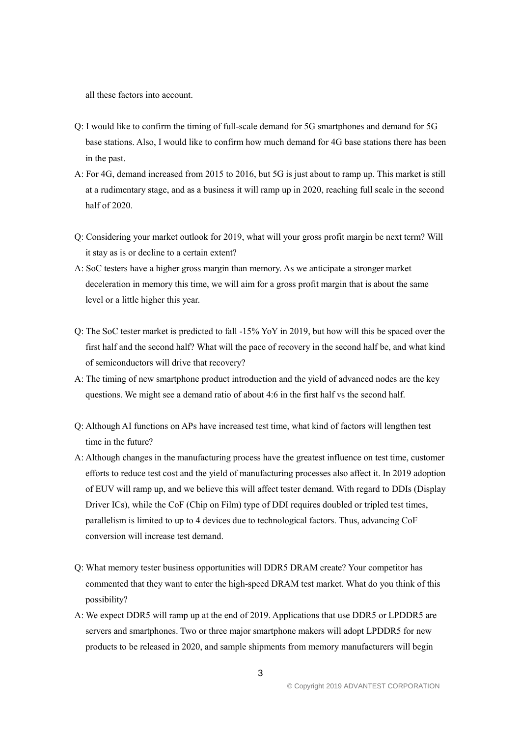all these factors into account.

Q: I would like to confirm the timing of full-scale demand for 5G smartphones and demand for 5G base stations. Also, I would like to confirm how much demand for 4G base stations there has been in the past.

A: For 4G, demand increased from 2015 to 2016, but 5G is just about to ramp up. This market is still at a rudimentary stage, and as a business it will ramp up in 2020, reaching full scale in the second half of 2020.

Q: Considering your market outlook for 2019, what will your gross profit margin be next term? Will it stay as is or decline to a certain extent?

A: SoC testers have a higher gross margin than memory. As we anticipate a stronger market deceleration in memory this time, we will aim for a gross profit margin that is about the same level or a little higher this year.

Q: The SoC tester market is predicted to fall -15% YoY in 2019, but how will this be spaced over the first half and the second half? What will the pace of recovery in the second half be, and what kind of semiconductors will drive that recovery?

A: The timing of new smartphone product introduction and the yield of advanced nodes are the key questions. We might see a demand ratio of about 4:6 in the first half vs the second half.

Q: Although AI functions on APs have increased test time, what kind of factors will lengthen test time in the future?

A: Although changes in the manufacturing process have the greatest influence on test time, customer efforts to reduce test cost and the yield of manufacturing processes also affect it. In 2019 adoption of EUV will ramp up, and we believe this will affect tester demand. With regard to DDIs (Display Driver ICs), while the CoF (Chip on Film) type of DDI requires doubled or tripled test times, parallelism is limited to up to 4 devices due to technological factors. Thus, advancing CoF conversion will increase test demand.

Q: What memory tester business opportunities will DDR5 DRAM create? Your competitor has commented that they want to enter the high-speed DRAM test market. What do you think of this possibility?

A: We expect DDR5 will ramp up at the end of 2019. Applications that use DDR5 or LPDDR5 are servers and smartphones. Two or three major smartphone makers will adopt LPDDR5 for new products to be released in 2020, and sample shipments from memory manufacturers will begin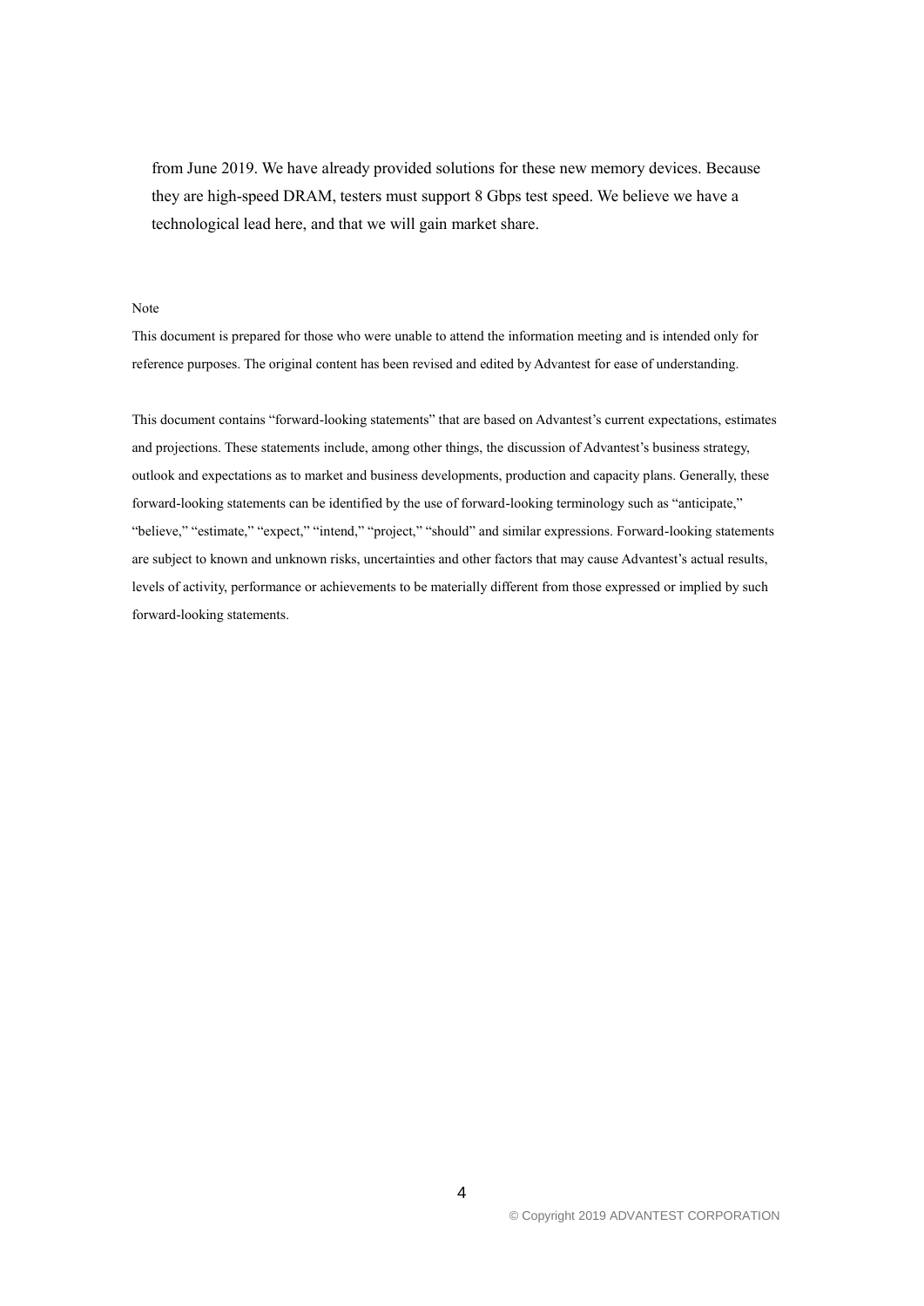from June 2019. We have already provided solutions for these new memory devices. Because they are high-speed DRAM, testers must support 8 Gbps test speed. We believe we have a technological lead here, and that we will gain market share.

Note

This document is prepared for those who were unable to attend the information meeting and is intended only for reference purposes. The original content has been revised and edited by Advantest for ease of understanding.

This document contains "forward-looking statements" that are based on Advantest's current expectations, estimates and projections. These statements include, among other things, the discussion of Advantest's business strategy, outlook and expectations as to market and business developments, production and capacity plans. Generally, these forward-looking statements can be identified by the use of forward-looking terminology such as "anticipate," "believe," "estimate," "expect," "intend," "project," "should" and similar expressions. Forward-looking statements are subject to known and unknown risks, uncertainties and other factors that may cause Advantest's actual results, levels of activity, performance or achievements to be materially different from those expressed or implied by such forward-looking statements.

© Copyright 2019 ADVANTEST CORPORATION